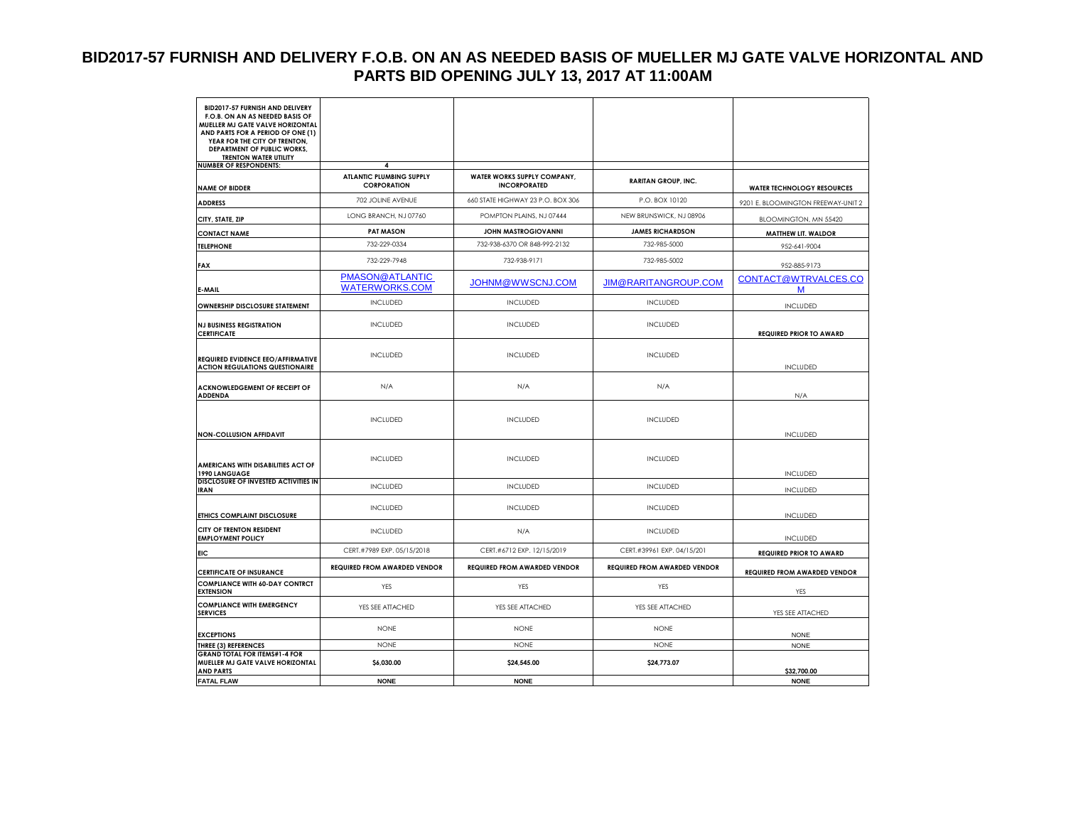# BID2017-57 FURNISH AND DELIVERY F.O.B. ON AN AS NEEDED BASIS OF MUELLER MJ GATE VALVE HORIZONTAL AND PARTS BID OPENING JULY 13, 2017 AT 11:00AM

| BID2017-57 FURNISH AND DELIVERY F.O.B. ON AN AS NEEDED BASIS OF MUELLER MJ GATE VALVE HORIZONTAL AND PARTS FOR A PERIOD OF ONE (1) YEAR FOR THE CITY OF TRENTON, DEPARTMENT OF PUBLIC WORKS, TRENTON WATER UTILITY | | | | |
|---|---|---|---|---|
| **NUMBER OF RESPONDENTS:** | 4 | | | |
| **NAME OF BIDDER** | **ATLANTIC PLUMBING SUPPLY CORPORATION** | **WATER WORKS SUPPLY COMPANY, INCORPORATED** | **RARITAN GROUP, INC.** | **WATER TECHNOLOGY RESOURCES** |
| **ADDRESS** | 702 JOLINE AVENUE | 660 STATE HIGHWAY 23 P.O. BOX 306 | P.O. BOX 10120 | 9201 E. BLOOMINGTON FREEWAY-UNIT 2 |
| **CITY, STATE, ZIP** | LONG BRANCH, NJ 07760 | POMPTON PLAINS, NJ 07444 | NEW BRUNSWICK, NJ 08906 | BLOOMINGTON, MN 55420 |
| **CONTACT NAME** | **PAT MASON** | **JOHN MASTROGIOVANNI** | **JAMES RICHARDSON** | **MATTHEW LIT. WALDOR** |
| **TELEPHONE** | 732-229-0334 | 732-938-6370 OR 848-992-2132 | 732-985-5000 | 952-641-9004 |
| **FAX** | 732-229-7948 | 732-938-9171 | 732-985-5002 | 952-885-9173 |
| **E-MAIL** | PMASON@ATLANTICWATERWORKS.COM | JOHNM@WWSCNJ.COM | JIM@RARITANGROUP.COM | CONTACT@WTRVALCES.COM |
| **OWNERSHIP DISCLOSURE STATEMENT** | INCLUDED | INCLUDED | INCLUDED | INCLUDED |
| **NJ BUSINESS REGISTRATION CERTIFICATE** | INCLUDED | INCLUDED | INCLUDED | **REQUIRED PRIOR TO AWARD** |
| **REQUIRED EVIDENCE EEO/AFFIRMATIVE ACTION REGULATIONS QUESTIONAIRE** | INCLUDED | INCLUDED | INCLUDED | INCLUDED |
| **ACKNOWLEDGEMENT OF RECEIPT OF ADDENDA** | N/A | N/A | N/A | N/A |
| **NON-COLLUSION AFFIDAVIT** | INCLUDED | INCLUDED | INCLUDED | INCLUDED |
| **AMERICANS WITH DISABILITIES ACT OF 1990 LANGUAGE** | INCLUDED | INCLUDED | INCLUDED | INCLUDED |
| **DISCLOSURE OF INVESTED ACTIVITIES IN IRAN** | INCLUDED | INCLUDED | INCLUDED | INCLUDED |
| **ETHICS COMPLAINT DISCLOSURE** | INCLUDED | INCLUDED | INCLUDED | INCLUDED |
| **CITY OF TRENTON RESIDENT EMPLOYMENT POLICY** | INCLUDED | N/A | INCLUDED | INCLUDED |
| **EIC** | CERT.#7989 EXP. 05/15/2018 | CERT.#6712 EXP. 12/15/2019 | CERT.#39961 EXP. 04/15/201 | **REQUIRED PRIOR TO AWARD** |
| **CERTIFICATE OF INSURANCE** | **REQUIRED FROM AWARDED VENDOR** | **REQUIRED FROM AWARDED VENDOR** | **REQUIRED FROM AWARDED VENDOR** | **REQUIRED FROM AWARDED VENDOR** |
| **COMPLIANCE WITH 60-DAY CONTRCT EXTENSION** | YES | YES | YES | YES |
| **COMPLIANCE WITH EMERGENCY SERVICES** | YES SEE ATTACHED | YES SEE ATTACHED | YES SEE ATTACHED | YES SEE ATTACHED |
| **EXCEPTIONS** | NONE | NONE | NONE | NONE |
| **THREE (3) REFERENCES** | NONE | NONE | NONE | NONE |
| **GRAND TOTAL FOR ITEMS#1-4 FOR MUELLER MJ GATE VALVE HORIZONTAL AND PARTS** | **$6,030.00** | **$24,545.00** | **$24,773.07** | **$32,700.00** |
| **FATAL FLAW** | **NONE** | **NONE** | | **NONE** |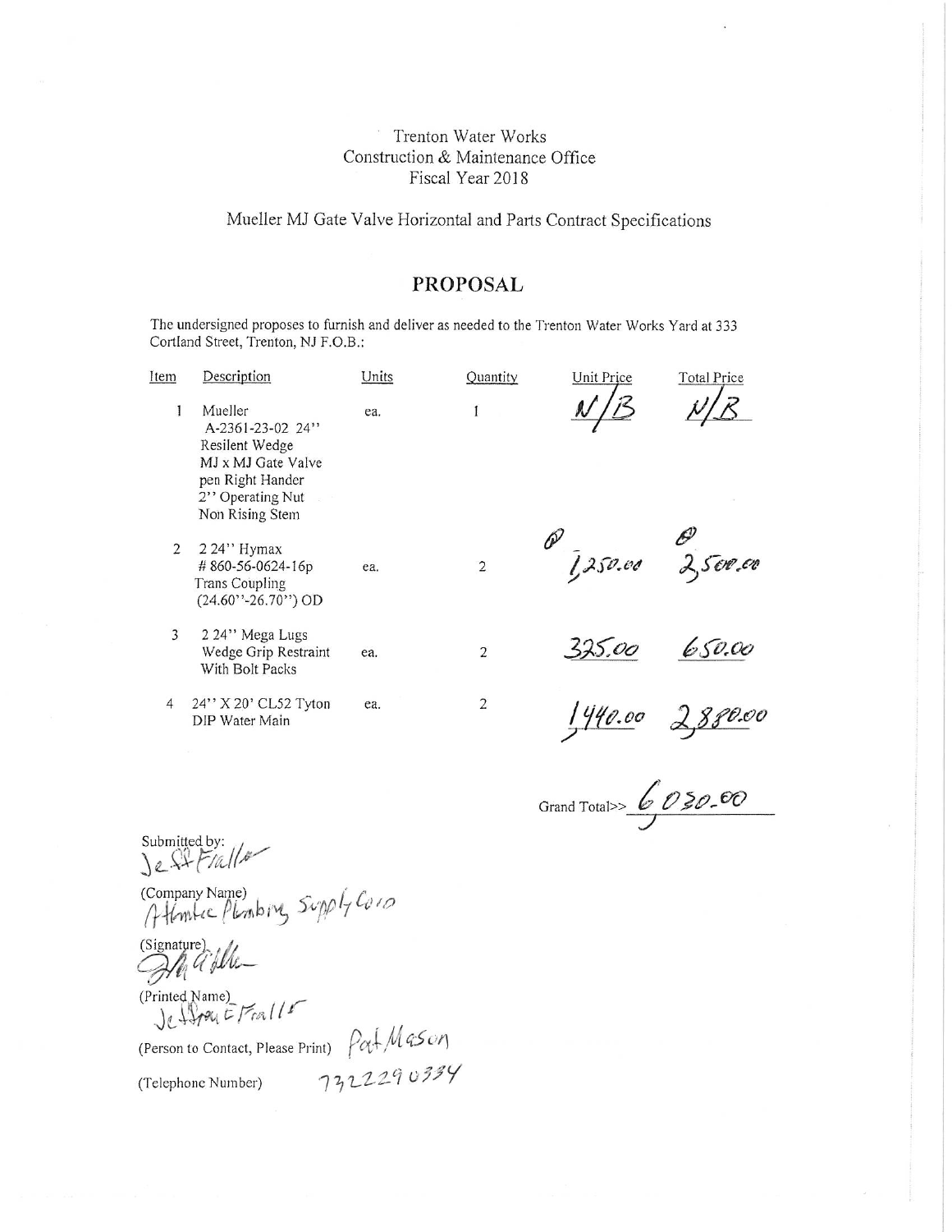Trenton Water Works
Construction & Maintenance Office
Fiscal Year 2018

Mueller MJ Gate Valve Horizontal and Parts Contract Specifications

## PROPOSAL

The undersigned proposes to furnish and deliver as needed to the Trenton Water Works Yard at 333 Cortland Street, Trenton, NJ F.O.B.:

| Item | Description | Units | Quantity | Unit Price | Total Price |
|---|---|---|---|---|---|
| 1 | Mueller A-2361-23-02 24" Resilent Wedge MJ x MJ Gate Valve pen Right Hander 2" Operating Nut Non Rising Stem | ea. | 1 | N/B | N/B |
| 2 | 2 24" Hymax # 860-56-0624-16p Trans Coupling (24.60"-26.70") OD | ea. | 2 | @ 1,250.00 | @ 2,500.00 |
| 3 | 2 24" Mega Lugs Wedge Grip Restraint With Bolt Packs | ea. | 2 | 325.00 | 650.00 |
| 4 | 24" X 20' CL52 Tyton DIP Water Main | ea. | 2 | 1440.00 | 2,880.00 |

Grand Total>> 6030.00

Submitted by:
Jeff Fraller

(Company Name) Atlantic Plumbing Supply Corp

(Signature) [signature]

(Printed Name) Jeffrey E Fraller

(Person to Contact, Please Print) Pat Mason

(Telephone Number) 7322290334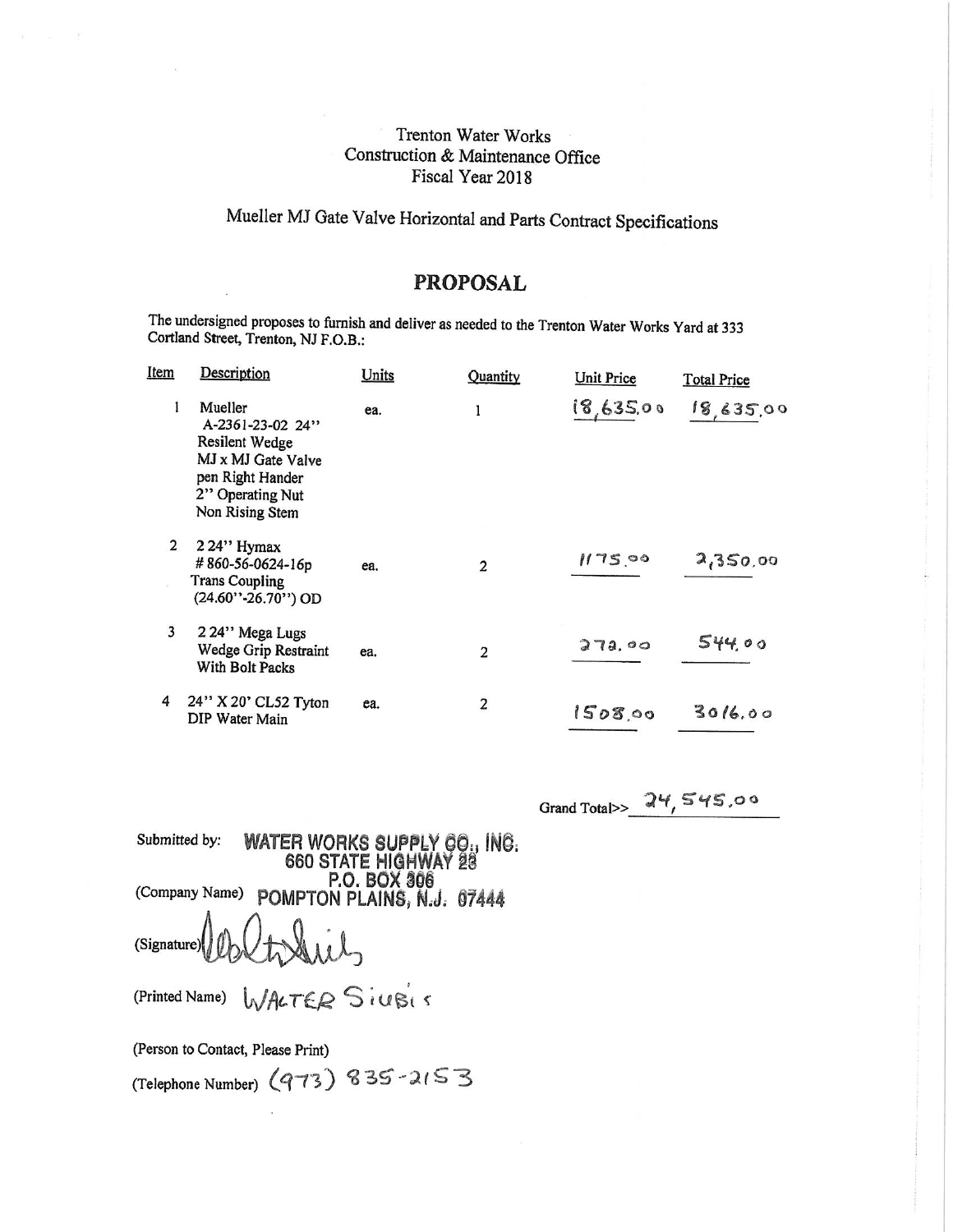Trenton Water Works
Construction & Maintenance Office
Fiscal Year 2018

## Mueller MJ Gate Valve Horizontal and Parts Contract Specifications

# PROPOSAL

The undersigned proposes to furnish and deliver as needed to the Trenton Water Works Yard at 333 Cortland Street, Trenton, NJ F.O.B.:

| Item | Description | Units | Quantity | Unit Price | Total Price |
|---|---|---|---|---|---|
| 1 | Mueller A-2361-23-02 24" Resilient Wedge MJ x MJ Gate Valve pen Right Hander 2" Operating Nut Non Rising Stem | ea. | 1 | 18,635.00 | 18,635.00 |
| 2 | 2 24" Hymax # 860-56-0624-16p Trans Coupling (24.60"-26.70") OD | ea. | 2 | 1175.00 | 2,350.00 |
| 3 | 2 24" Mega Lugs Wedge Grip Restraint With Bolt Packs | ea. | 2 | 272.00 | 544.00 |
| 4 | 24" X 20' CL52 Tyton DIP Water Main | ea. | 2 | 1508.00 | 3016.00 |

Grand Total>> 24,545.00

Submitted by: WATER WORKS SUPPLY CO., INC.
660 STATE HIGHWAY 23
P.O. BOX 306
(Company Name) POMPTON PLAINS, N.J. 07444

(Signature) [signature]

(Printed Name) WALTER SIUBIS

(Person to Contact, Please Print)

(Telephone Number) (973) 835-2153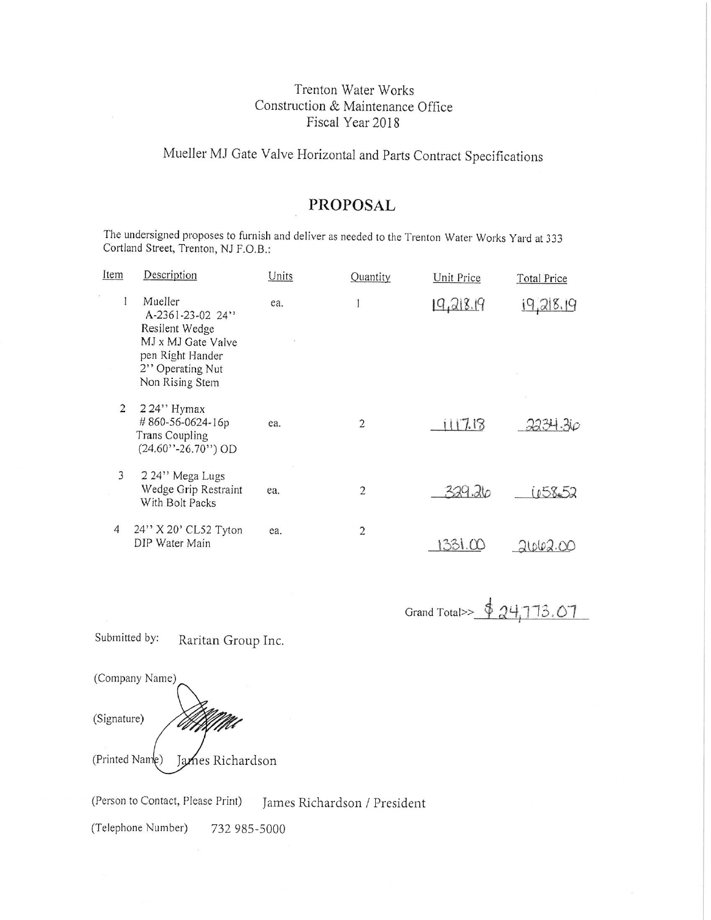Trenton Water Works
Construction & Maintenance Office
Fiscal Year 2018

# Mueller MJ Gate Valve Horizontal and Parts Contract Specifications

## PROPOSAL

The undersigned proposes to furnish and deliver as needed to the Trenton Water Works Yard at 333 Cortland Street, Trenton, NJ F.O.B.:

| Item | Description | Units | Quantity | Unit Price | Total Price |
|---|---|---|---|---|---|
| 1 | Mueller A-2361-23-02 24" Resilient Wedge MJ x MJ Gate Valve pen Right Hander 2" Operating Nut Non Rising Stem | ea. | 1 | 19,218.19 | 19,218.19 |
| 2 | 2 24" Hymax #860-56-0624-16p Trans Coupling (24.60"-26.70") OD | ea. | 2 | 1117.18 | 2234.36 |
| 3 | 2 24" Mega Lugs Wedge Grip Restraint With Bolt Packs | ea. | 2 | 329.26 | 658.52 |
| 4 | 24" X 20' CL52 Tyton DIP Water Main | ea. | 2 | 1331.00 | 2662.00 |

Grand Total>> $24,773.07

Submitted by: Raritan Group Inc.

(Company Name)

(Signature)

(Printed Name) James Richardson

(Person to Contact, Please Print) James Richardson / President

(Telephone Number) 732 985-5000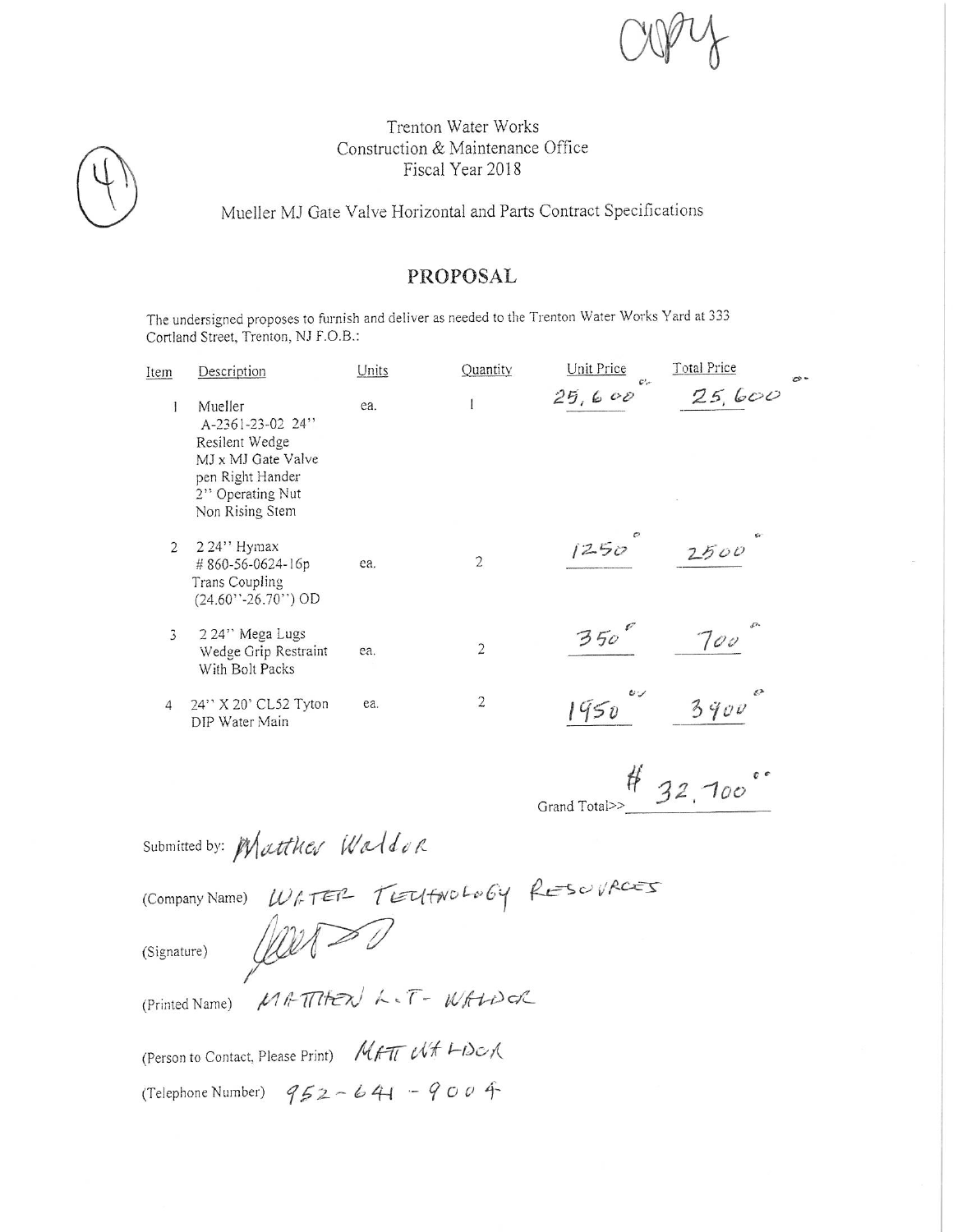Copy

(4)

Trenton Water Works
Construction & Maintenance Office
Fiscal Year 2018

Mueller MJ Gate Valve Horizontal and Parts Contract Specifications

## PROPOSAL

The undersigned proposes to furnish and deliver as needed to the Trenton Water Works Yard at 333 Cortland Street, Trenton, NJ F.O.B.:

| Item | Description | Units | Quantity | Unit Price | Total Price |
|---|---|---|---|---|---|
| 1 | Mueller A-2361-23-02 24" Resilent Wedge MJ x MJ Gate Valve pen Right Hander 2" Operating Nut Non Rising Stem | ea. | 1 | 25,600.00 | 25,600.00 |
| 2 | 2 24" Hymax #860-56-0624-16p Trans Coupling (24.60"-26.70") OD | ea. | 2 | 1250.00 | 2500.00 |
| 3 | 2 24" Mega Lugs Wedge Grip Restraint With Bolt Packs | ea. | 2 | 350.00 | 700.00 |
| 4 | 24" X 20' CL52 Tyton DIP Water Main | ea. | 2 | 1950.00 | 3900.00 |

Grand Total>> # 32,700.00

Submitted by: Matthew Walder

(Company Name) WATER TECHNOLOGY RESOURCES

(Signature) [signature]

(Printed Name) MATTHEW L.T. WALDER

(Person to Contact, Please Print) MATT WALDER

(Telephone Number) 952-641-9004